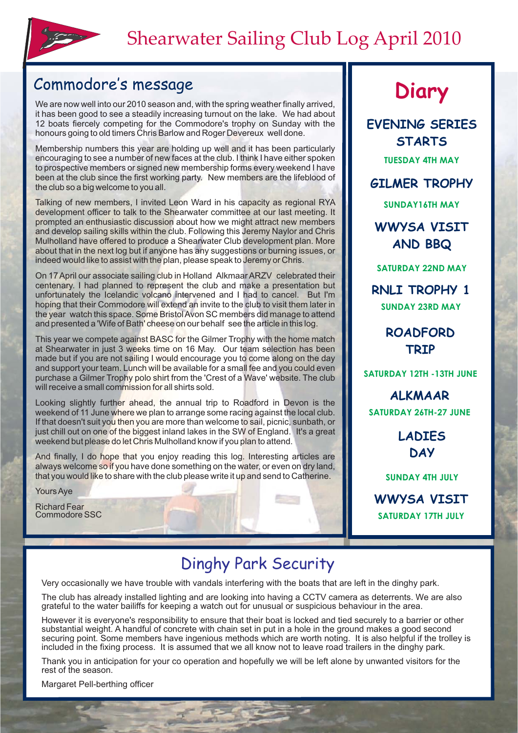# Shearwater Sailing Club Log April 2010

## Commodore's message

We are now well into our 2010 season and, with the spring weather finally arrived, it has been good to see a steadily increasing turnout on the lake. We had about 12 boats fiercely competing for the Commodore's trophy on Sunday with the honours going to old timers Chris Barlow and Roger Devereux well done.

Membership numbers this year are holding up well and it has been particularly encouraging to see a number of new faces at the club. I think I have either spoken to prospective members or signed new membership forms every weekend I have been at the club since the first working party. New members are the lifeblood of the club so a big welcome to you all.

Talking of new members, I invited Leon Ward in his capacity as regional RYA development officer to talk to the Shearwater committee at our last meeting. It prompted an enthusiastic discussion about how we might attract new members and develop sailing skills within the club. Following this Jeremy Naylor and Chris Mulholland have offered to produce a Shearwater Club development plan. More about that in the next log but if anyone has any suggestions or burning issues, or indeed would like to assist with the plan, please speak to Jeremy or Chris.

On 17 April our associate sailing club in Holland Alkmaar ARZV celebrated their centenary. I had planned to represent the club and make a presentation but unfortunately the Icelandic volcano intervened and I had to cancel. But I'm hoping that their Commodore will extend an invite to the club to visit them later in the year watch this space. Some Bristol Avon SC members did manage to attend and presented a 'Wife of Bath' cheese on our behalf see the article in this log.

This year we compete against BASC for the Gilmer Trophy with the home match at Shearwater in just 3 weeks time on 16 May. Our team selection has been made but if you are not sailing I would encourage you to come along on the day and support your team. Lunch will be available for a small fee and you could even purchase a Gilmer Trophy polo shirt from the 'Crest of a Wave' website. The club will receive a small commission for all shirts sold.

Looking slightly further ahead, the annual trip to Roadford in Devon is the weekend of 11 June where we plan to arrange some racing against the local club. If that doesn't suit you then you are more than welcome to sail, picnic, sunbath, or just chill out on one of the biggest inland lakes in the SW of England. It's a great weekend but please do let Chris Mulholland know if you plan to attend.

And finally, I do hope that you enjoy reading this log. Interesting articles are always welcome so if you have done something on the water, or even on dry land, that you would like to share with the club please write it up and send to Catherine.

Yours Aye

Richard Fear
Commodore SSC

## Diary

**EVENING SERIES STARTS**
TUESDAY 4TH MAY

**GILMER TROPHY**
SUNDAY16TH MAY

**WWYSA VISIT AND BBQ**
SATURDAY 22ND MAY

**RNLI TROPHY 1**
SUNDAY 23RD MAY

**ROADFORD TRIP**
SATURDAY 12TH -13TH JUNE

**ALKMAAR**
SATURDAY 26TH-27 JUNE

**LADIES DAY**
SUNDAY 4TH JULY

**WWYSA VISIT**
SATURDAY 17TH JULY

## Dinghy Park Security

Very occasionally we have trouble with vandals interfering with the boats that are left in the dinghy park.

The club has already installed lighting and are looking into having a CCTV camera as deterrents. We are also grateful to the water bailiffs for keeping a watch out for unusual or suspicious behaviour in the area.

However it is everyone's responsibility to ensure that their boat is locked and tied securely to a barrier or other substantial weight. A handful of concrete with chain set in put in a hole in the ground makes a good second securing point. Some members have ingenious methods which are worth noting. It is also helpful if the trolley is included in the fixing process. It is assumed that we all know not to leave road trailers in the dinghy park.

Thank you in anticipation for your co operation and hopefully we will be left alone by unwanted visitors for the rest of the season.

Margaret Pell-berthing officer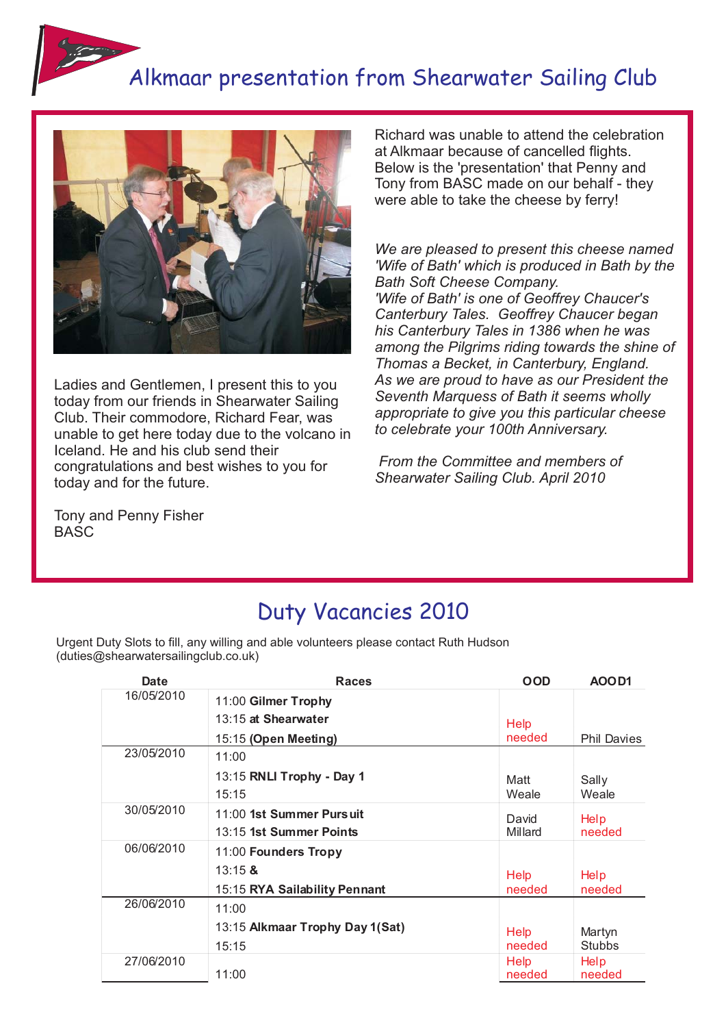# Alkmaar presentation from Shearwater Sailing Club

Ladies and Gentlemen, I present this to you today from our friends in Shearwater Sailing Club. Their commodore, Richard Fear, was unable to get here today due to the volcano in Iceland. He and his club send their congratulations and best wishes to you for today and for the future.

Tony and Penny Fisher
BASC

Richard was unable to attend the celebration at Alkmaar because of cancelled flights. Below is the 'presentation' that Penny and Tony from BASC made on our behalf - they were able to take the cheese by ferry!

*We are pleased to present this cheese named 'Wife of Bath' which is produced in Bath by the Bath Soft Cheese Company.*
*'Wife of Bath' is one of Geoffrey Chaucer's Canterbury Tales. Geoffrey Chaucer began his Canterbury Tales in 1386 when he was among the Pilgrims riding towards the shine of Thomas a Becket, in Canterbury, England.*
*As we are proud to have as our President the Seventh Marquess of Bath it seems wholly appropriate to give you this particular cheese to celebrate your 100th Anniversary.*

*From the Committee and members of Shearwater Sailing Club. April 2010*

## Duty Vacancies 2010

Urgent Duty Slots to fill, any willing and able volunteers please contact Ruth Hudson (duties@shearwatersailingclub.co.uk)

| Date | Races | OOD | AOOD1 |
|---|---|---|---|
| 16/05/2010 | 11:00 **Gilmer Trophy**<br>13:15 **at Shearwater**<br>15:15 **(Open Meeting)** | Help needed | Phil Davies |
| 23/05/2010 | 11:00<br>13:15 **RNLI Trophy - Day 1**<br>15:15 | Matt Weale | Sally Weale |
| 30/05/2010 | 11:00 **1st Summer Pursuit**<br>13:15 **1st Summer Points** | David Millard | Help needed |
| 06/06/2010 | 11:00 **Founders Tropy**<br>13:15 **&**<br>15:15 **RYA Sailability Pennant** | Help needed | Help needed |
| 26/06/2010 | 11:00<br>13:15 **Alkmaar Trophy Day 1(Sat)**<br>15:15 | Help needed | Martyn Stubbs |
| 27/06/2010 | 11:00 | Help needed | Help needed |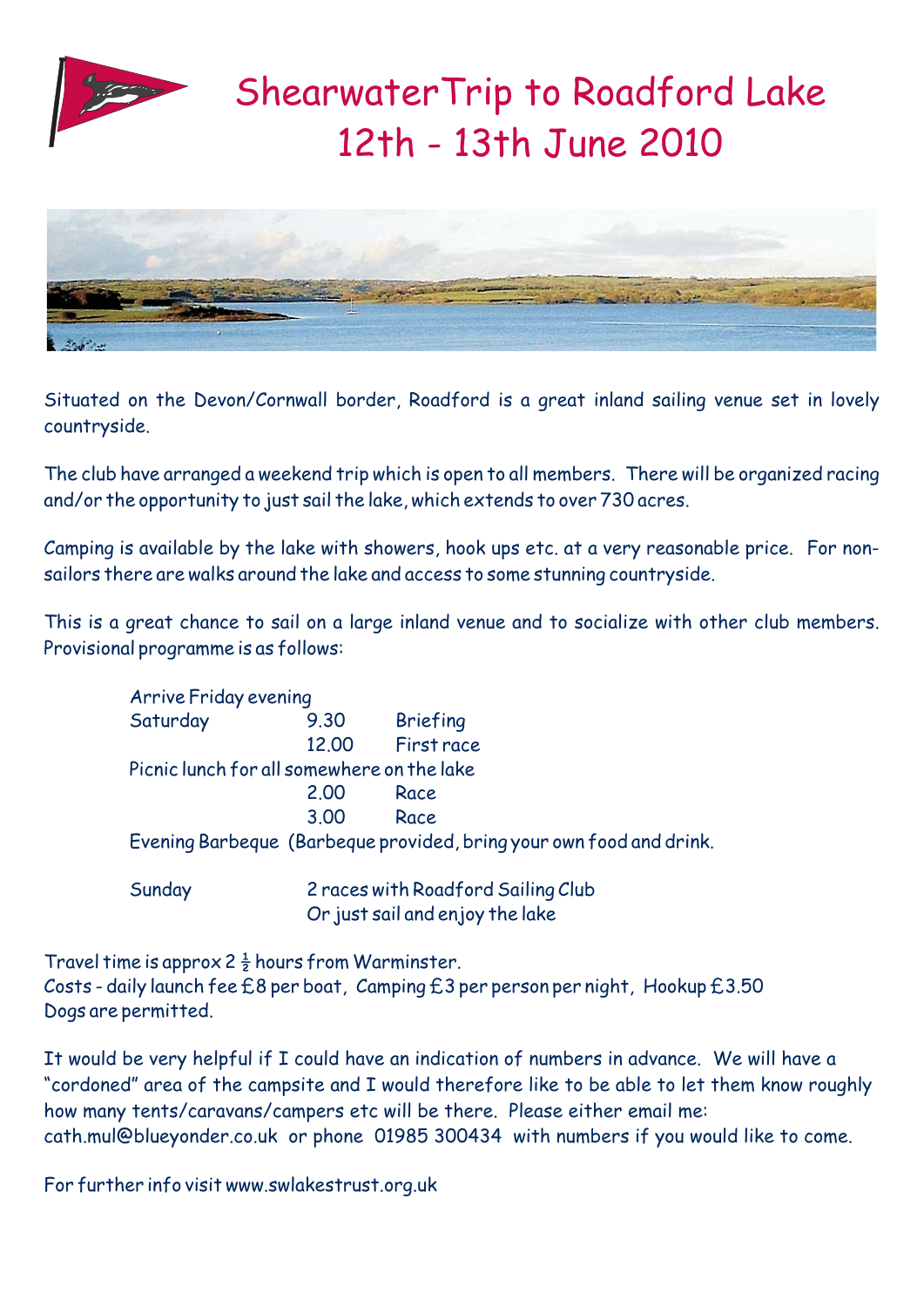# ShearwaterTrip to Roadford Lake
# 12th - 13th June 2010

Situated on the Devon/Cornwall border, Roadford is a great inland sailing venue set in lovely countryside.

The club have arranged a weekend trip which is open to all members. There will be organized racing and/or the opportunity to just sail the lake, which extends to over 730 acres.

Camping is available by the lake with showers, hook ups etc. at a very reasonable price. For non-sailors there are walks around the lake and access to some stunning countryside.

This is a great chance to sail on a large inland venue and to socialize with other club members. Provisional programme is as follows:

Arrive Friday evening

| | | |
|---|---|---|
| Saturday | 9.30 | Briefing |
| | 12.00 | First race |
| Picnic lunch for all somewhere on the lake | | |
| | 2.00 | Race |
| | 3.00 | Race |
| Evening Barbeque (Barbeque provided, bring your own food and drink. | | |
| Sunday | 2 races with Roadford Sailing Club | |
| | Or just sail and enjoy the lake | |

Travel time is approx 2 ½ hours from Warminster.
Costs - daily launch fee £8 per boat, Camping £3 per person per night, Hookup £3.50
Dogs are permitted.

It would be very helpful if I could have an indication of numbers in advance. We will have a "cordoned" area of the campsite and I would therefore like to be able to let them know roughly how many tents/caravans/campers etc will be there. Please either email me: cath.mul@blueyonder.co.uk or phone 01985 300434 with numbers if you would like to come.

For further info visit www.swlakestrust.org.uk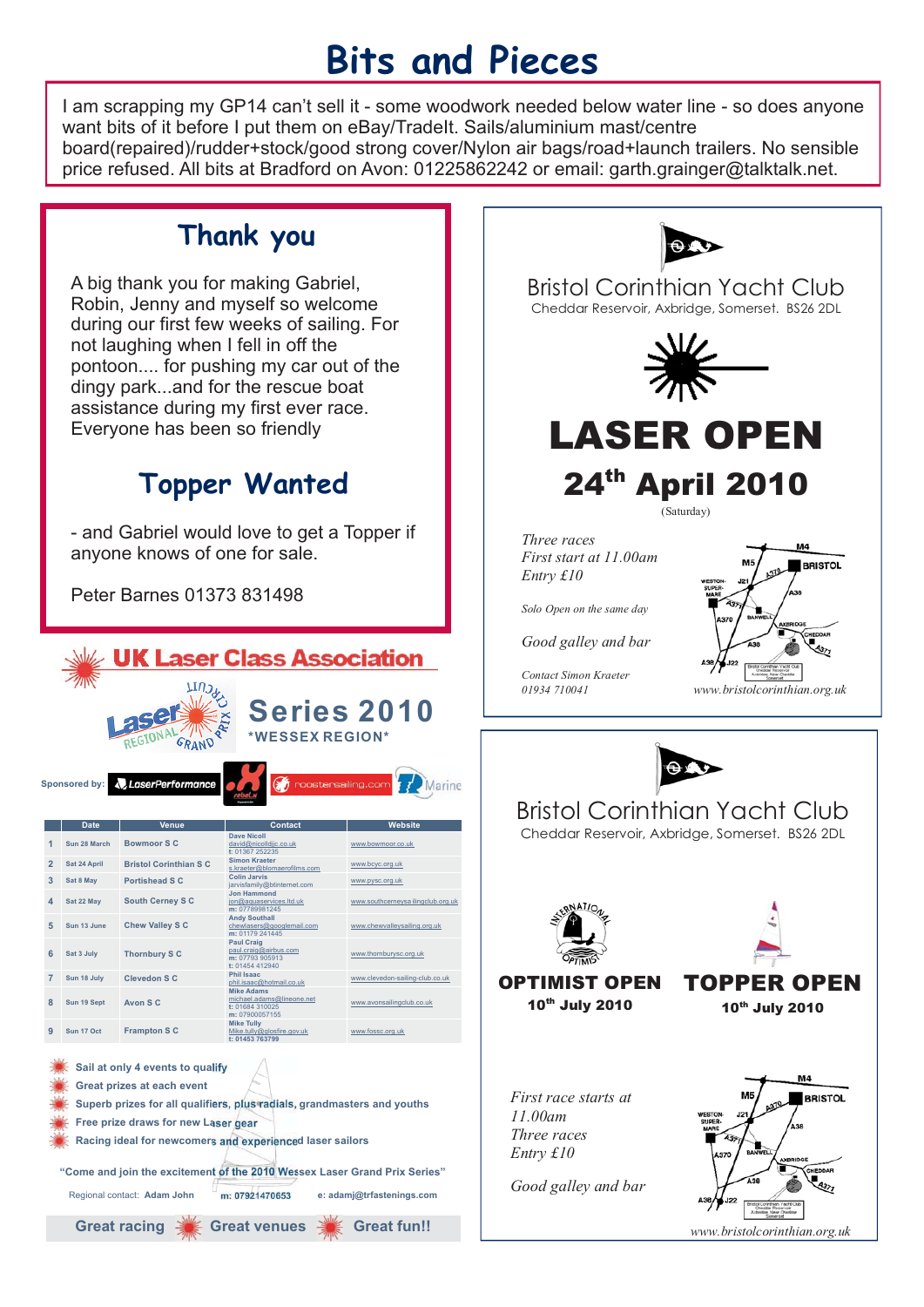# Bits and Pieces

I am scrapping my GP14 can't sell it - some woodwork needed below water line - so does anyone want bits of it before I put them on eBay/TradeIt. Sails/aluminium mast/centre board(repaired)/rudder+stock/good strong cover/Nylon air bags/road+launch trailers. No sensible price refused. All bits at Bradford on Avon: 01225862242 or email: garth.grainger@talktalk.net.

## Thank you

A big thank you for making Gabriel, Robin, Jenny and myself so welcome during our first few weeks of sailing. For not laughing when I fell in off the pontoon.... for pushing my car out of the dingy park...and for the rescue boat assistance during my first ever race. Everyone has been so friendly

## Topper Wanted

- and Gabriel would love to get a Topper if anyone knows of one for sale.

Peter Barnes 01373 831498

## UK Laser Class Association

Laser Regional Grand Prix Circuit

### Series 2010

***WESSEX REGION***

Sponsored by: LaserPerformance, rebel, roostersailing.com, TP Marine

| | Date | Venue | Contact | Website |
|---|---|---|---|---|
| 1 | Sun 28 March | Bowmoor S C | Dave Nicoll david@nicolldjc.co.uk t: 01367 252235 | www.bowmoor.co.uk |
| 2 | Sat 24 April | Bristol Corinthian S C | Simon Kraeter s.kraeter@blomaerofilms.com | www.bcyc.org.uk |
| 3 | Sat 8 May | Portishead S C | Colin Jarvis jarvisfamily@btinternet.com | www.pysc.org.uk |
| 4 | Sat 22 May | South Cerney S C | Jon Hammond jon@aquaservices.ltd.uk m: 07789981245 | www.southcerneysailingclub.org.uk |
| 5 | Sun 13 June | Chew Valley S C | Andy Southall chewlasers@googlemail.com m: 01179 241445 | www.chewvalleysailing.org.uk |
| 6 | Sat 3 July | Thornbury S C | Paul Craig paul.craig@airbus.com m: 07793 905913 t: 01454 412940 | www.thornburysc.org.uk |
| 7 | Sun 18 July | Clevedon S C | Phil Isaac phil.isaac@hotmail.co.uk | www.clevedon-sailing-club.co.uk |
| 8 | Sun 19 Sept | Avon S C | Mike Adams michael.adams@lineone.net t: 01684 310025 m: 07900057155 | www.avonsailingclub.co.uk |
| 9 | Sun 17 Oct | Frampton S C | Mike Tully Mike.tully@glosfire.gov.uk t: 01453 763799 | www.fossc.org.uk |

- Sail at only 4 events to qualify
- Great prizes at each event
- Superb prizes for all qualifiers, plus radials, grandmasters and youths
- Free prize draws for new Laser gear
- Racing ideal for newcomers and experienced laser sailors

"Come and join the excitement of the 2010 Wessex Laser Grand Prix Series"

Regional contact: Adam John m: 07921470653 e: adamj@trfastenings.com

**Great racing — Great venues — Great fun!!**

## Bristol Corinthian Yacht Club

Cheddar Reservoir, Axbridge, Somerset. BS26 2DL

# LASER OPEN

## 24th April 2010

(Saturday)

*Three races*
*First start at 11.00am*
*Entry £10*

*Solo Open on the same day*

*Good galley and bar*

*Contact Simon Kraeter*
*01934 710041*

*www.bristolcorinthian.org.uk*

## Bristol Corinthian Yacht Club

Cheddar Reservoir, Axbridge, Somerset. BS26 2DL

**OPTIMIST OPEN**
**10th July 2010**

**TOPPER OPEN**
**10th July 2010**

*First race starts at 11.00am*
*Three races*
*Entry £10*

*Good galley and bar*

*www.bristolcorinthian.org.uk*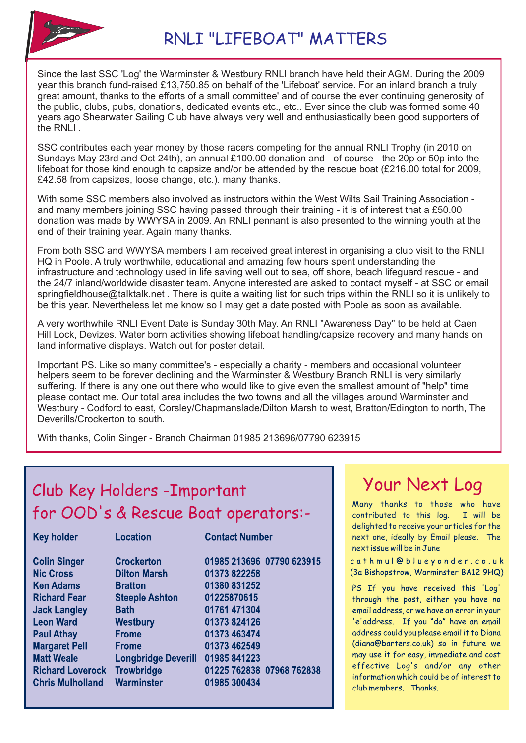# RNLI "LIFEBOAT" MATTERS

Since the last SSC 'Log' the Warminster & Westbury RNLI branch have held their AGM. During the 2009 year this branch fund-raised £13,750.85 on behalf of the 'Lifeboat' service. For an inland branch a truly great amount, thanks to the efforts of a small committee' and of course the ever continuing generosity of the public, clubs, pubs, donations, dedicated events etc., etc.. Ever since the club was formed some 40 years ago Shearwater Sailing Club have always very well and enthusiastically been good supporters of the RNLI .

SSC contributes each year money by those racers competing for the annual RNLI Trophy (in 2010 on Sundays May 23rd and Oct 24th), an annual £100.00 donation and - of course - the 20p or 50p into the lifeboat for those kind enough to capsize and/or be attended by the rescue boat (£216.00 total for 2009, £42.58 from capsizes, loose change, etc.). many thanks.

With some SSC members also involved as instructors within the West Wilts Sail Training Association - and many members joining SSC having passed through their training - it is of interest that a £50.00 donation was made by WWYSA in 2009. An RNLI pennant is also presented to the winning youth at the end of their training year. Again many thanks.

From both SSC and WWYSA members I am received great interest in organising a club visit to the RNLI HQ in Poole. A truly worthwhile, educational and amazing few hours spent understanding the infrastructure and technology used in life saving well out to sea, off shore, beach lifeguard rescue - and the 24/7 inland/worldwide disaster team. Anyone interested are asked to contact myself - at SSC or email springfieldhouse@talktalk.net . There is quite a waiting list for such trips within the RNLI so it is unlikely to be this year. Nevertheless let me know so I may get a date posted with Poole as soon as available.

A very worthwhile RNLI Event Date is Sunday 30th May. An RNLI "Awareness Day" to be held at Caen Hill Lock, Devizes. Water born activities showing lifeboat handling/capsize recovery and many hands on land informative displays. Watch out for poster detail.

Important PS. Like so many committee's - especially a charity - members and occasional volunteer helpers seem to be forever declining and the Warminster & Westbury Branch RNLI is very similarly suffering. If there is any one out there who would like to give even the smallest amount of "help" time please contact me. Our total area includes the two towns and all the villages around Warminster and Westbury - Codford to east, Corsley/Chapmanslade/Dilton Marsh to west, Bratton/Edington to north, The Deverills/Crockerton to south.

With thanks, Colin Singer - Branch Chairman 01985 213696/07790 623915

## Club Key Holders -Important for OOD's & Rescue Boat operators:-

| Key holder | Location | Contact Number |
|---|---|---|
| Colin Singer | Crockerton | 01985 213696 07790 623915 |
| Nic Cross | Dilton Marsh | 01373 822258 |
| Ken Adams | Bratton | 01380 831252 |
| Richard Fear | Steeple Ashton | 01225870615 |
| Jack Langley | Bath | 01761 471304 |
| Leon Ward | Westbury | 01373 824126 |
| Paul Athay | Frome | 01373 463474 |
| Margaret Pell | Frome | 01373 462549 |
| Matt Weale | Longbridge Deverill | 01985 841223 |
| Richard Loverock | Trowbridge | 01225 762838 07968 762838 |
| Chris Mulholland | Warminster | 01985 300434 |

## Your Next Log

Many thanks to those who have contributed to this log. I will be delighted to receive your articles for the next one, ideally by Email please. The next issue will be in June

cathmul@blueyonder.co.uk
(3a Bishopstrow, Warminster BA12 9HQ)

PS If you have received this 'Log' through the post, either you have no email address, or we have an error in your 'e'address. If you "do" have an email address could you please email it to Diana (diana@barters.co.uk) so in future we may use it for easy, immediate and cost effective Log's and/or any other information which could be of interest to club members. Thanks.